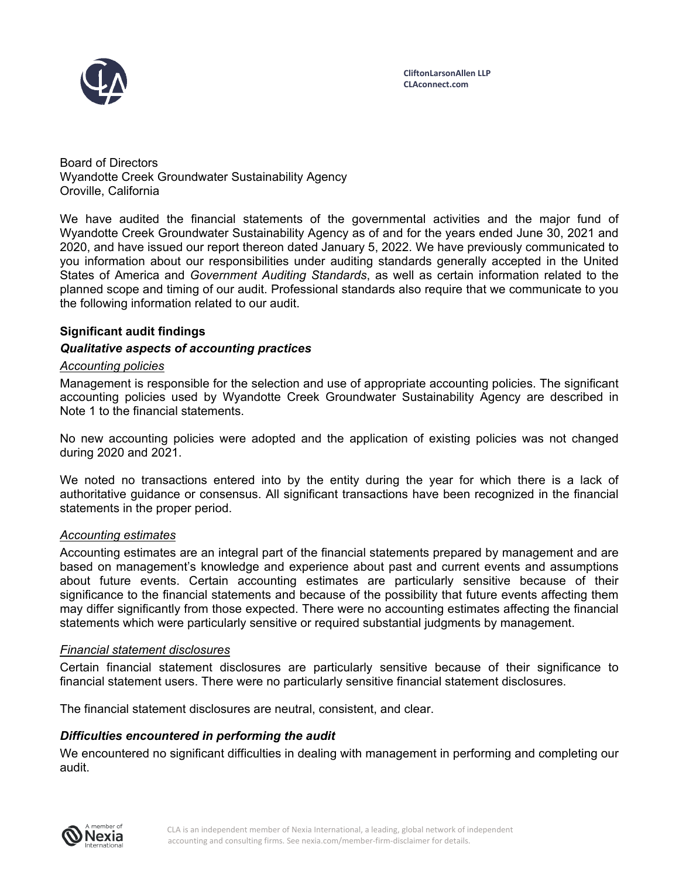CliftonLarsonAllen LLP
CLAconnect.com

Board of Directors
Wyandotte Creek Groundwater Sustainability Agency
Oroville, California

We have audited the financial statements of the governmental activities and the major fund of Wyandotte Creek Groundwater Sustainability Agency as of and for the years ended June 30, 2021 and 2020, and have issued our report thereon dated January 5, 2022. We have previously communicated to you information about our responsibilities under auditing standards generally accepted in the United States of America and *Government Auditing Standards*, as well as certain information related to the planned scope and timing of our audit. Professional standards also require that we communicate to you the following information related to our audit.

## Significant audit findings

### *Qualitative aspects of accounting practices*

*Accounting policies*

Management is responsible for the selection and use of appropriate accounting policies. The significant accounting policies used by Wyandotte Creek Groundwater Sustainability Agency are described in Note 1 to the financial statements.

No new accounting policies were adopted and the application of existing policies was not changed during 2020 and 2021.

We noted no transactions entered into by the entity during the year for which there is a lack of authoritative guidance or consensus. All significant transactions have been recognized in the financial statements in the proper period.

*Accounting estimates*

Accounting estimates are an integral part of the financial statements prepared by management and are based on management's knowledge and experience about past and current events and assumptions about future events. Certain accounting estimates are particularly sensitive because of their significance to the financial statements and because of the possibility that future events affecting them may differ significantly from those expected. There were no accounting estimates affecting the financial statements which were particularly sensitive or required substantial judgments by management.

*Financial statement disclosures*

Certain financial statement disclosures are particularly sensitive because of their significance to financial statement users. There were no particularly sensitive financial statement disclosures.

The financial statement disclosures are neutral, consistent, and clear.

### *Difficulties encountered in performing the audit*

We encountered no significant difficulties in dealing with management in performing and completing our audit.

CLA is an independent member of Nexia International, a leading, global network of independent accounting and consulting firms. See nexia.com/member-firm-disclaimer for details.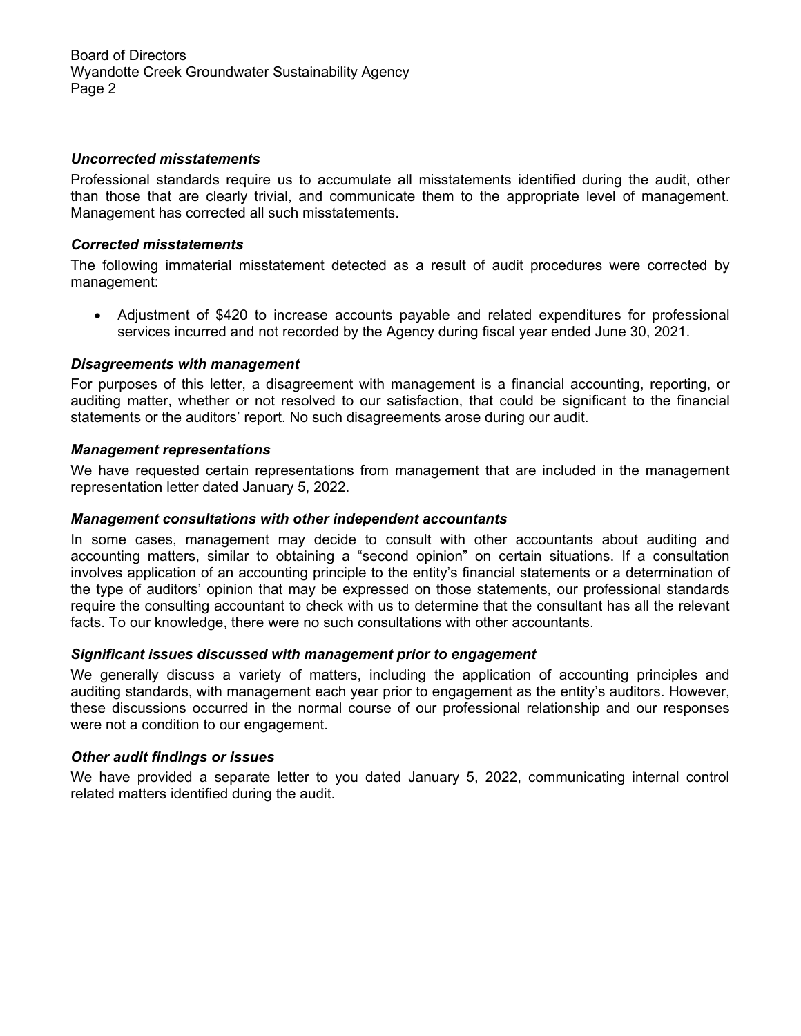### *Uncorrected misstatements*

Professional standards require us to accumulate all misstatements identified during the audit, other than those that are clearly trivial, and communicate them to the appropriate level of management. Management has corrected all such misstatements.

### *Corrected misstatements*

The following immaterial misstatement detected as a result of audit procedures were corrected by management:

- Adjustment of $420 to increase accounts payable and related expenditures for professional services incurred and not recorded by the Agency during fiscal year ended June 30, 2021.

### *Disagreements with management*

For purposes of this letter, a disagreement with management is a financial accounting, reporting, or auditing matter, whether or not resolved to our satisfaction, that could be significant to the financial statements or the auditors' report. No such disagreements arose during our audit.

### *Management representations*

We have requested certain representations from management that are included in the management representation letter dated January 5, 2022.

### *Management consultations with other independent accountants*

In some cases, management may decide to consult with other accountants about auditing and accounting matters, similar to obtaining a "second opinion" on certain situations. If a consultation involves application of an accounting principle to the entity's financial statements or a determination of the type of auditors' opinion that may be expressed on those statements, our professional standards require the consulting accountant to check with us to determine that the consultant has all the relevant facts. To our knowledge, there were no such consultations with other accountants.

### *Significant issues discussed with management prior to engagement*

We generally discuss a variety of matters, including the application of accounting principles and auditing standards, with management each year prior to engagement as the entity's auditors. However, these discussions occurred in the normal course of our professional relationship and our responses were not a condition to our engagement.

### *Other audit findings or issues*

We have provided a separate letter to you dated January 5, 2022, communicating internal control related matters identified during the audit.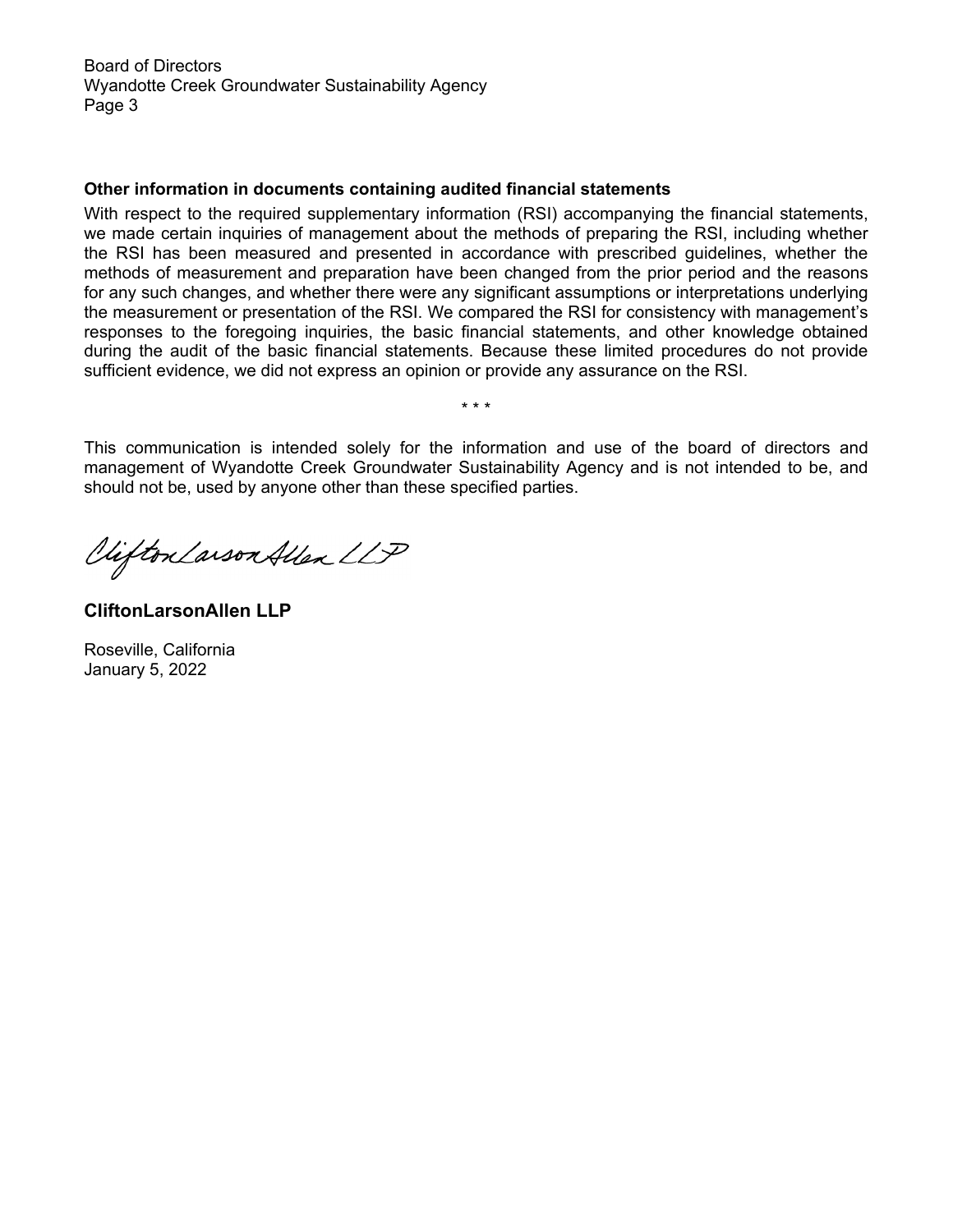**Other information in documents containing audited financial statements**

With respect to the required supplementary information (RSI) accompanying the financial statements, we made certain inquiries of management about the methods of preparing the RSI, including whether the RSI has been measured and presented in accordance with prescribed guidelines, whether the methods of measurement and preparation have been changed from the prior period and the reasons for any such changes, and whether there were any significant assumptions or interpretations underlying the measurement or presentation of the RSI. We compared the RSI for consistency with management's responses to the foregoing inquiries, the basic financial statements, and other knowledge obtained during the audit of the basic financial statements. Because these limited procedures do not provide sufficient evidence, we did not express an opinion or provide any assurance on the RSI.

\* \* \*

This communication is intended solely for the information and use of the board of directors and management of Wyandotte Creek Groundwater Sustainability Agency and is not intended to be, and should not be, used by anyone other than these specified parties.

CliftonLarsonAllen LLP

**CliftonLarsonAllen LLP**

Roseville, California
January 5, 2022